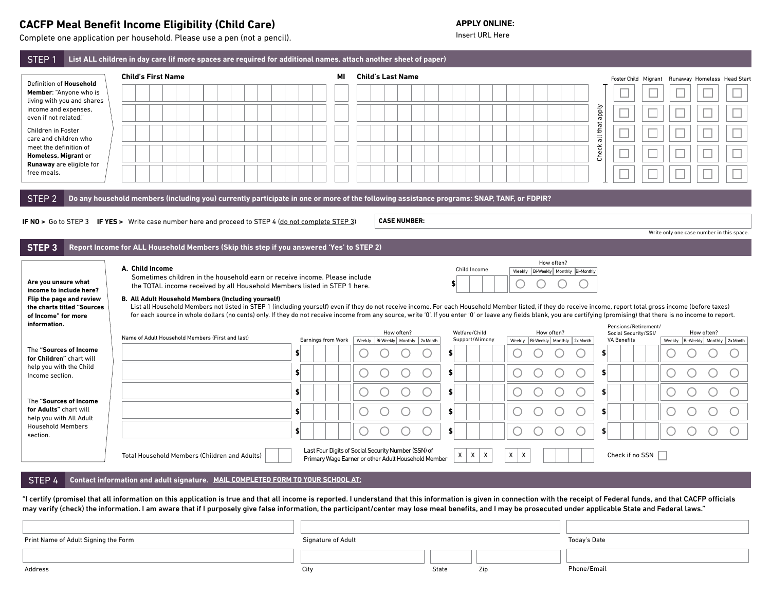# CACFP Meal Benefit Income Eligibility (Child Care)

Complete one application per household. Please use a pen (not a pencil).

**APPLY ONLINE:**
Insert URL Here

## STEP 1 List ALL children in day care (if more spaces are required for additional names, attach another sheet of paper)

Definition of **Household Member**: "Anyone who is living with you and shares income and expenses, even if not related."

Children in Foster care and children who meet the definition of **Homeless, Migrant** or **Runaway** are eligible for free meals.

| Child's First Name | MI | Child's Last Name | Foster Child | Migrant | Runaway | Homeless | Head Start |
|---|---|---|---|---|---|---|---|
| | | | ☐ | ☐ | ☐ | ☐ | ☐ |
| | | | ☐ | ☐ | ☐ | ☐ | ☐ |
| | | | ☐ | ☐ | ☐ | ☐ | ☐ |
| | | | ☐ | ☐ | ☐ | ☐ | ☐ |
| | | | ☐ | ☐ | ☐ | ☐ | ☐ |

Check all that apply

## STEP 2 Do any household members (including you) currently participate in one or more of the following assistance programs: SNAP, TANF, or FDPIR?

**IF NO >** Go to STEP 3 **IF YES >** Write case number here and proceed to STEP 4 (do not complete STEP 3)

**CASE NUMBER:** ____________________

Write only one case number in this space.

## STEP 3 Report Income for ALL Household Members (Skip this step if you answered 'Yes' to STEP 2)

**Are you unsure what income to include here? Flip the page and review the charts titled "Sources of Income" for more information.**

The **"Sources of Income for Children"** chart will help you with the Child Income section.

The **"Sources of Income for Adults"** chart will help you with All Adult Household Members section.

**A. Child Income**

Sometimes children in the household earn or receive income. Please include the TOTAL income received by all Household Members listed in STEP 1 here.

| Child Income | How often? Weekly | Bi-Weekly | Monthly | Bi-Monthly |
|---|---|---|---|---|
| $ | ○ | ○ | ○ | ○ |

**B. All Adult Household Members (Including yourself)**

List all Household Members not listed in STEP 1 (including yourself) even if they do not receive income. For each Household Member listed, if they do receive income, report total gross income (before taxes) for each source in whole dollars (no cents) only. If they do not receive income from any source, write '0'. If you enter '0' or leave any fields blank, you are certifying (promising) that there is no income to report.

| Name of Adult Household Members (First and last) | Earnings from Work | How often? Weekly | Bi-Weekly | Monthly | 2x Month | Welfare/Child Support/Alimony | How often? Weekly | Bi-Weekly | Monthly | 2x Month | Pensions/Retirement/ Social Security/SSI/ VA Benefits | How often? Weekly | Bi-Weekly | Monthly | 2x Month |
|---|---|---|---|---|---|---|---|---|---|---|---|---|---|---|---|
| | $ | ○ | ○ | ○ | ○ | $ | ○ | ○ | ○ | ○ | $ | ○ | ○ | ○ | ○ |
| | $ | ○ | ○ | ○ | ○ | $ | ○ | ○ | ○ | ○ | $ | ○ | ○ | ○ | ○ |
| | $ | ○ | ○ | ○ | ○ | $ | ○ | ○ | ○ | ○ | $ | ○ | ○ | ○ | ○ |
| | $ | ○ | ○ | ○ | ○ | $ | ○ | ○ | ○ | ○ | $ | ○ | ○ | ○ | ○ |
| | $ | ○ | ○ | ○ | ○ | $ | ○ | ○ | ○ | ○ | $ | ○ | ○ | ○ | ○ |

Total Household Members (Children and Adults) ______

Last Four Digits of Social Security Number (SSN) of Primary Wage Earner or other Adult Household Member: X X X - X X - ____

Check if no SSN ☐

## STEP 4 Contact information and adult signature. MAIL COMPLETED FORM TO YOUR SCHOOL AT:

"I certify (promise) that all information on this application is true and that all income is reported. I understand that this information is given in connection with the receipt of Federal funds, and that CACFP officials may verify (check) the information. I am aware that if I purposely give false information, the participant/center may lose meal benefits, and I may be prosecuted under applicable State and Federal laws."

| Print Name of Adult Signing the Form | Signature of Adult | Today's Date |
|---|---|---|
| | | |

| Address | City | State | Zip | Phone/Email |
|---|---|---|---|---|
| | | | | |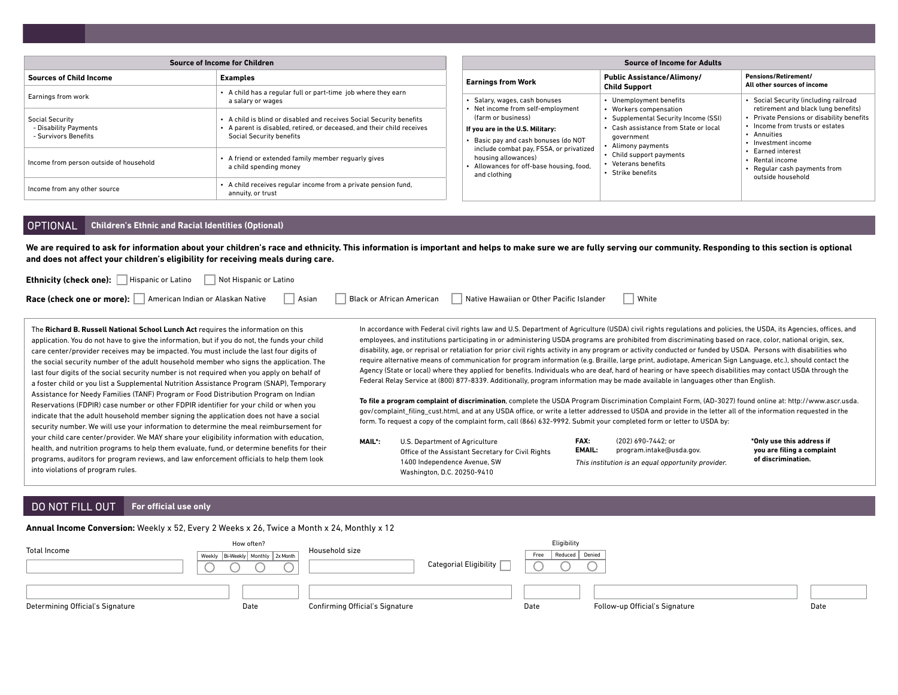| Source of Income for Children | |
|---|---|
| **Sources of Child Income** | **Examples** |
| Earnings from work | • A child has a regular full or part-time job where they earn a salary or wages |
| Social Security<br>- Disability Payments<br>- Survivors Benefits | • A child is blind or disabled and receives Social Security benefits<br>• A parent is disabled, retired, or deceased, and their child receives Social Security benefits |
| Income from person outside of household | • A friend or extended family member reguarly gives a child spending money |
| Income from any other source | • A child receives regular income from a private pension fund, annuity, or trust |

| Source of Income for Adults | | |
|---|---|---|
| **Earnings from Work** | **Public Assistance/Alimony/ Child Support** | **Pensions/Retirement/ All other sources of income** |
| • Salary, wages, cash bonuses<br>• Net income from self-employment (farm or business)<br>**If you are in the U.S. Military:**<br>• Basic pay and cash bonuses (do NOT include combat pay, FSSA, or privatized housing allowances)<br>• Allowances for off-base housing, food, and clothing | • Unemployment benefits<br>• Workers compensation<br>• Supplemental Security Income (SSI)<br>• Cash assistance from State or local government<br>• Alimony payments<br>• Child support payments<br>• Veterans benefits<br>• Strike benefits | • Social Security (including railroad retirement and black lung benefits)<br>• Private Pensions or disability benefits<br>• Income from trusts or estates<br>• Annuities<br>• Investment income<br>• Earned interest<br>• Rental income<br>• Regular cash payments from outside household |

## OPTIONAL — Children's Ethnic and Racial Identities (Optional)

**We are required to ask for information about your children's race and ethnicity. This information is important and helps to make sure we are fully serving our community. Responding to this section is optional and does not affect your children's eligibility for receiving meals during care.**

**Ethnicity (check one):** ☐ Hispanic or Latino ☐ Not Hispanic or Latino

**Race (check one or more):** ☐ American Indian or Alaskan Native ☐ Asian ☐ Black or African American ☐ Native Hawaiian or Other Pacific Islander ☐ White

The **Richard B. Russell National School Lunch Act** requires the information on this application. You do not have to give the information, but if you do not, the funds your child care center/provider receives may be impacted. You must include the last four digits of the social security number of the adult household member who signs the application. The last four digits of the social security number is not required when you apply on behalf of a foster child or you list a Supplemental Nutrition Assistance Program (SNAP), Temporary Assistance for Needy Families (TANF) Program or Food Distribution Program on Indian Reservations (FDPIR) case number or other FDPIR identifier for your child or when you indicate that the adult household member signing the application does not have a social security number. We will use your information to determine the meal reimbursement for your child care center/provider. We MAY share your eligibility information with education, health, and nutrition programs to help them evaluate, fund, or determine benefits for their programs, auditors for program reviews, and law enforcement officials to help them look into violations of program rules.

In accordance with Federal civil rights law and U.S. Department of Agriculture (USDA) civil rights regulations and policies, the USDA, its Agencies, offices, and employees, and institutions participating in or administering USDA programs are prohibited from discriminating based on race, color, national origin, sex, disability, age, or reprisal or retaliation for prior civil rights activity in any program or activity conducted or funded by USDA. Persons with disabilities who require alternative means of communication for program information (e.g. Braille, large print, audiotape, American Sign Language, etc.), should contact the Agency (State or local) where they applied for benefits. Individuals who are deaf, hard of hearing or have speech disabilities may contact USDA through the Federal Relay Service at (800) 877-8339. Additionally, program information may be made available in languages other than English.

**To file a program complaint of discrimination**, complete the USDA Program Discrimination Complaint Form, (AD-3027) found online at: http://www.ascr.usda.gov/complaint_filing_cust.html, and at any USDA office, or write a letter addressed to USDA and provide in the letter all of the information requested in the form. To request a copy of the complaint form, call (866) 632-9992. Submit your completed form or letter to USDA by:

**MAIL\*:** U.S. Department of Agriculture
Office of the Assistant Secretary for Civil Rights
1400 Independence Avenue, SW
Washington, D.C. 20250-9410

**FAX:** (202) 690-7442; or
**EMAIL:** program.intake@usda.gov.

*This institution is an equal opportunity provider.*

**\*Only use this address if you are filing a complaint of discrimination.**

## DO NOT FILL OUT — For official use only

**Annual Income Conversion:** Weekly x 52, Every 2 Weeks x 26, Twice a Month x 24, Monthly x 12

Total Income ________ How often? ○ Weekly ○ Bi-Weekly ○ Monthly ○ 2x Month

Household size ________ Categorial Eligibility ☐

Eligibility: ○ Free ○ Reduced ○ Denied

Determining Official's Signature ________ Date ________

Confirming Official's Signature ________ Date ________

Follow-up Official's Signature ________ Date ________